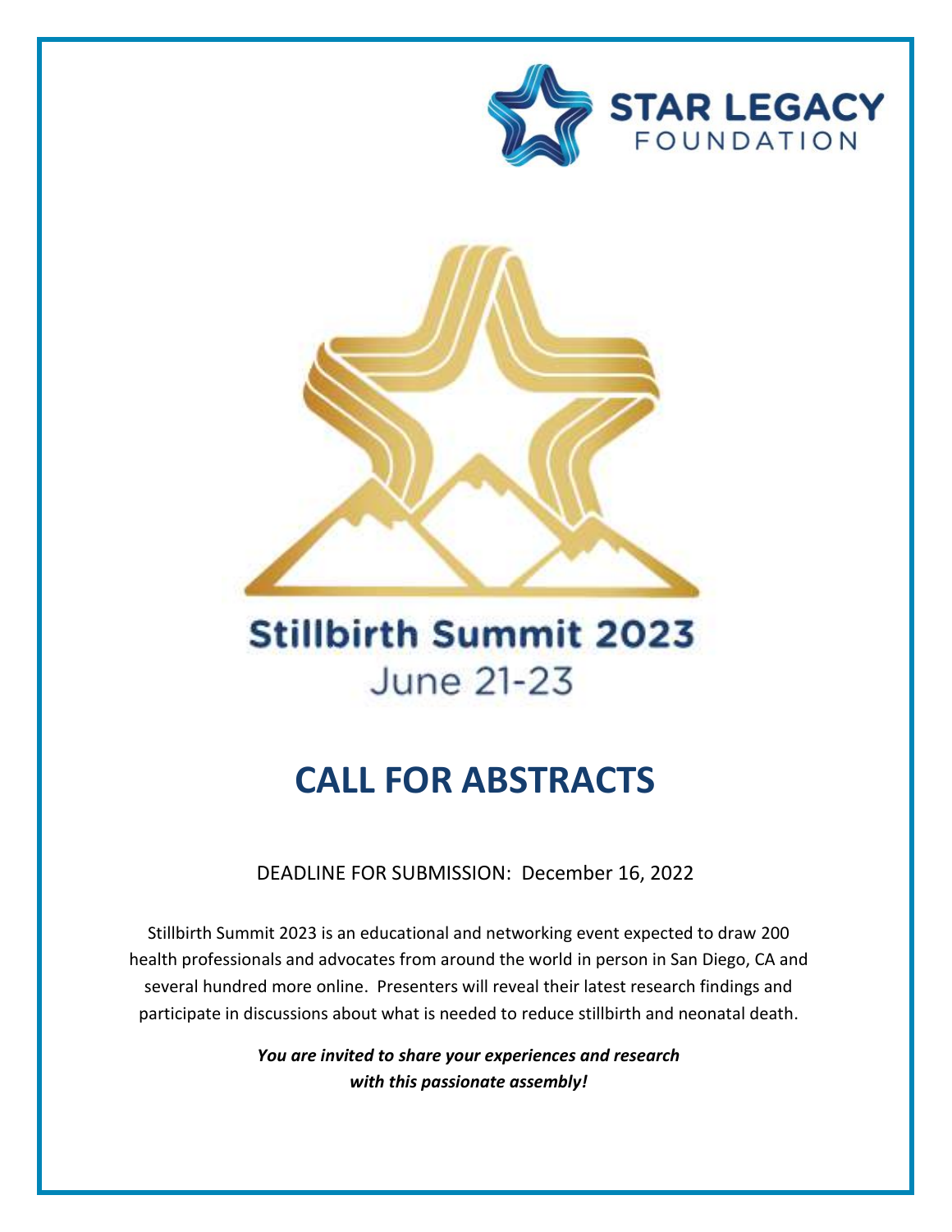STAR LEGACY FOUNDATION

# Stillbirth Summit 2023

June 21-23

# CALL FOR ABSTRACTS

DEADLINE FOR SUBMISSION: December 16, 2022

Stillbirth Summit 2023 is an educational and networking event expected to draw 200 health professionals and advocates from around the world in person in San Diego, CA and several hundred more online. Presenters will reveal their latest research findings and participate in discussions about what is needed to reduce stillbirth and neonatal death.

***You are invited to share your experiences and research with this passionate assembly!***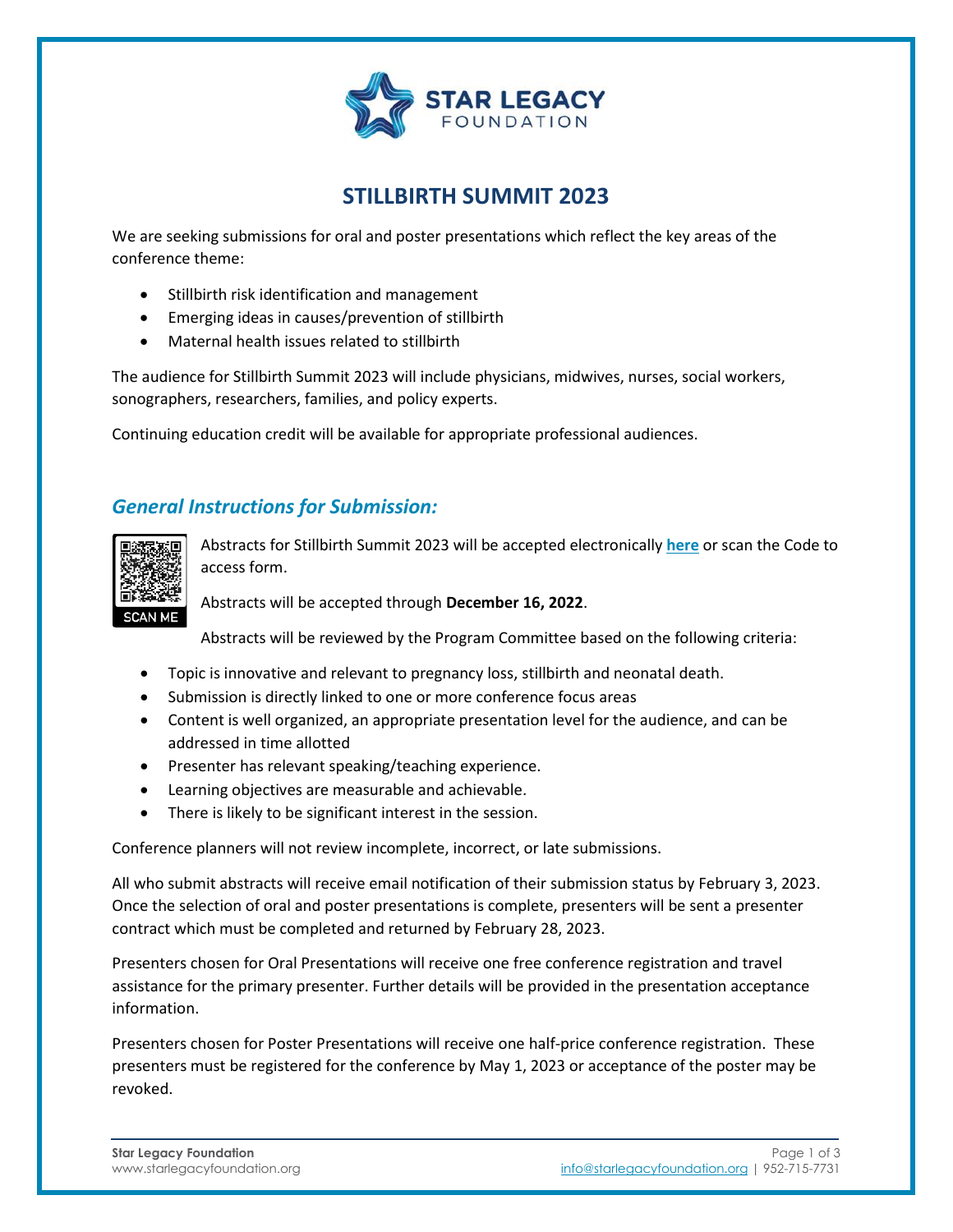# STILLBIRTH SUMMIT 2023

We are seeking submissions for oral and poster presentations which reflect the key areas of the conference theme:

- Stillbirth risk identification and management
- Emerging ideas in causes/prevention of stillbirth
- Maternal health issues related to stillbirth

The audience for Stillbirth Summit 2023 will include physicians, midwives, nurses, social workers, sonographers, researchers, families, and policy experts.

Continuing education credit will be available for appropriate professional audiences.

## *General Instructions for Submission:*

Abstracts for Stillbirth Summit 2023 will be accepted electronically **here** or scan the Code to access form.

Abstracts will be accepted through **December 16, 2022**.

Abstracts will be reviewed by the Program Committee based on the following criteria:

- Topic is innovative and relevant to pregnancy loss, stillbirth and neonatal death.
- Submission is directly linked to one or more conference focus areas
- Content is well organized, an appropriate presentation level for the audience, and can be addressed in time allotted
- Presenter has relevant speaking/teaching experience.
- Learning objectives are measurable and achievable.
- There is likely to be significant interest in the session.

Conference planners will not review incomplete, incorrect, or late submissions.

All who submit abstracts will receive email notification of their submission status by February 3, 2023. Once the selection of oral and poster presentations is complete, presenters will be sent a presenter contract which must be completed and returned by February 28, 2023.

Presenters chosen for Oral Presentations will receive one free conference registration and travel assistance for the primary presenter. Further details will be provided in the presentation acceptance information.

Presenters chosen for Poster Presentations will receive one half-price conference registration. These presenters must be registered for the conference by May 1, 2023 or acceptance of the poster may be revoked.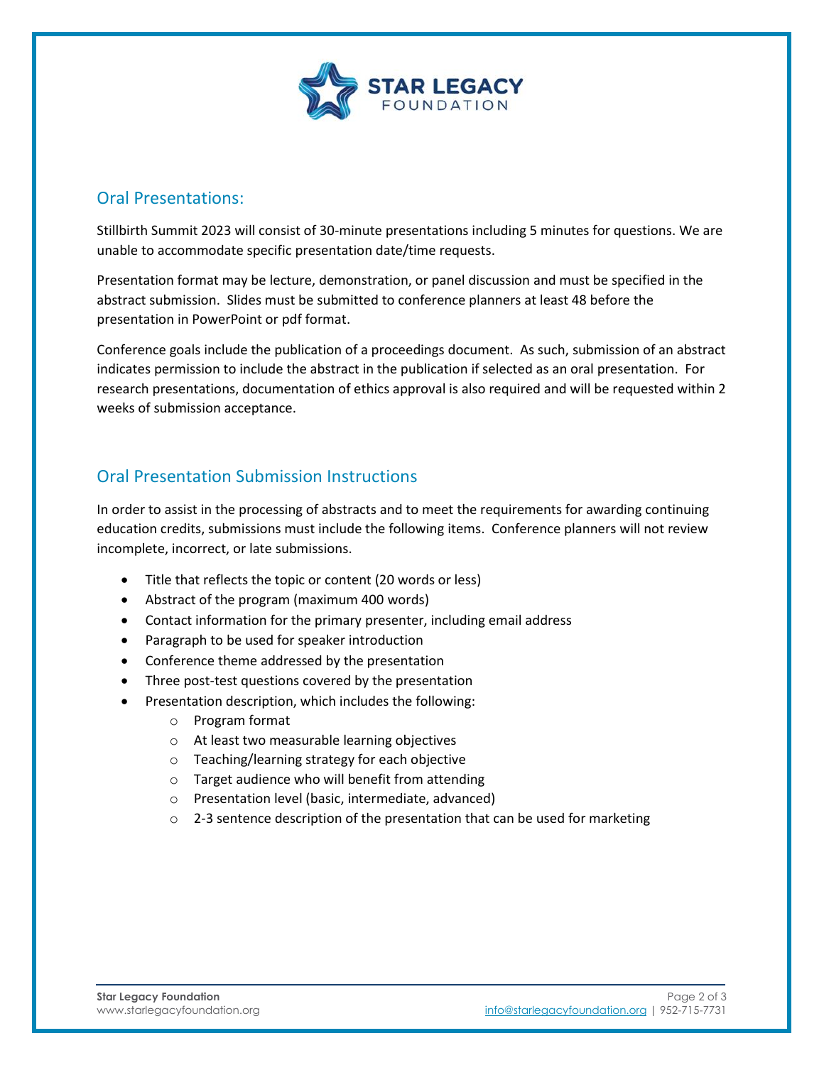## Oral Presentations:

Stillbirth Summit 2023 will consist of 30-minute presentations including 5 minutes for questions. We are unable to accommodate specific presentation date/time requests.

Presentation format may be lecture, demonstration, or panel discussion and must be specified in the abstract submission. Slides must be submitted to conference planners at least 48 before the presentation in PowerPoint or pdf format.

Conference goals include the publication of a proceedings document. As such, submission of an abstract indicates permission to include the abstract in the publication if selected as an oral presentation. For research presentations, documentation of ethics approval is also required and will be requested within 2 weeks of submission acceptance.

## Oral Presentation Submission Instructions

In order to assist in the processing of abstracts and to meet the requirements for awarding continuing education credits, submissions must include the following items. Conference planners will not review incomplete, incorrect, or late submissions.

- Title that reflects the topic or content (20 words or less)
- Abstract of the program (maximum 400 words)
- Contact information for the primary presenter, including email address
- Paragraph to be used for speaker introduction
- Conference theme addressed by the presentation
- Three post-test questions covered by the presentation
- Presentation description, which includes the following:
  - Program format
  - At least two measurable learning objectives
  - Teaching/learning strategy for each objective
  - Target audience who will benefit from attending
  - Presentation level (basic, intermediate, advanced)
  - 2-3 sentence description of the presentation that can be used for marketing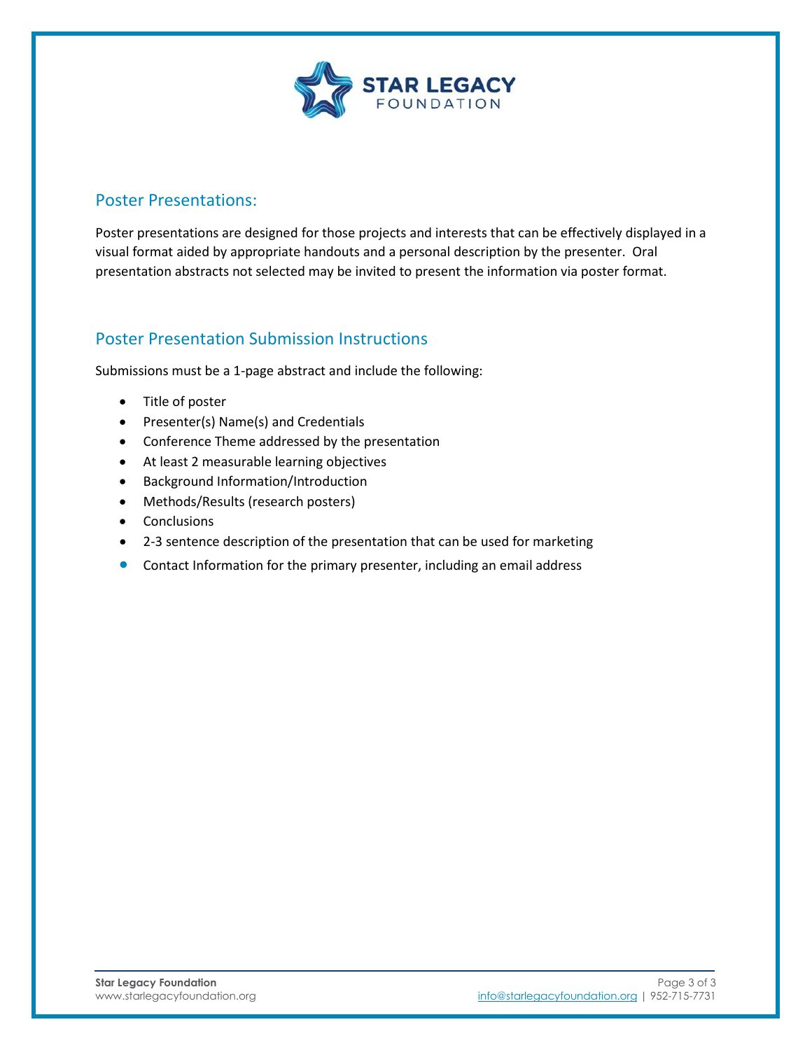## Poster Presentations:

Poster presentations are designed for those projects and interests that can be effectively displayed in a visual format aided by appropriate handouts and a personal description by the presenter. Oral presentation abstracts not selected may be invited to present the information via poster format.

## Poster Presentation Submission Instructions

Submissions must be a 1-page abstract and include the following:

- Title of poster
- Presenter(s) Name(s) and Credentials
- Conference Theme addressed by the presentation
- At least 2 measurable learning objectives
- Background Information/Introduction
- Methods/Results (research posters)
- Conclusions
- 2-3 sentence description of the presentation that can be used for marketing
- Contact Information for the primary presenter, including an email address